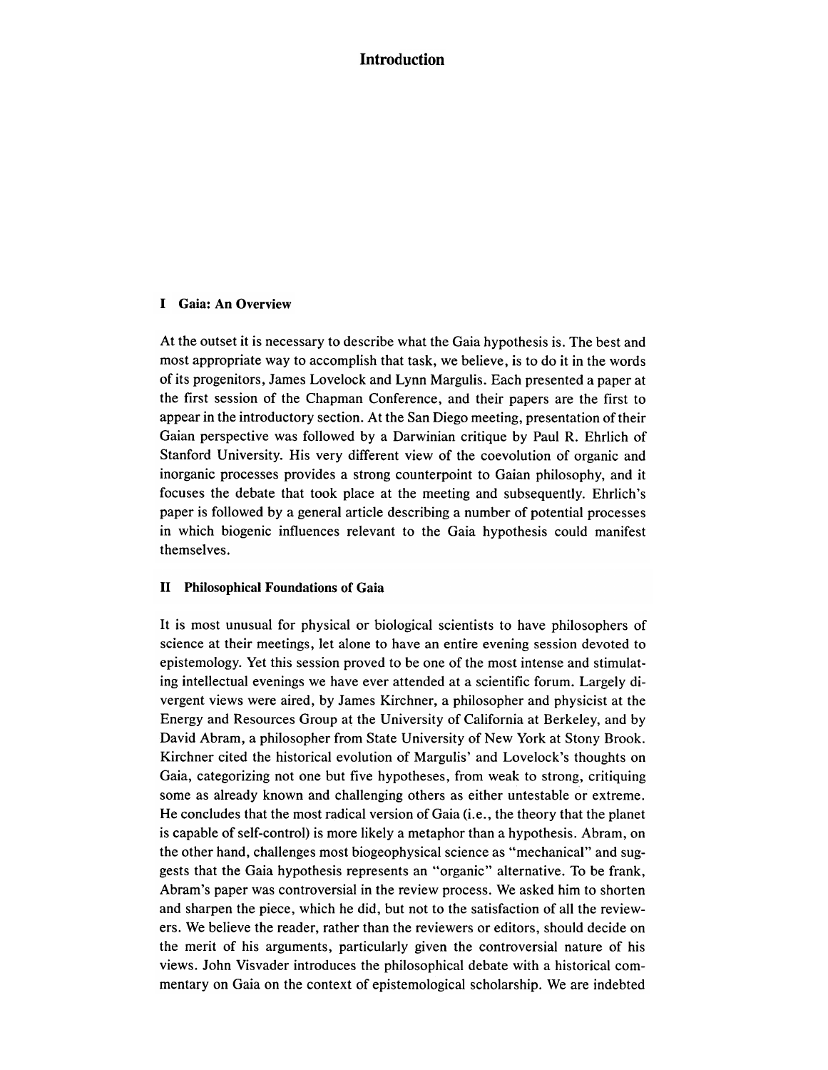# Introduction

## I Gaia: An Overview

At the outset it is necessary to describe what the Gaia hypothesis is. The best and most appropriate way to accomplish that task, we believe, is to do it in the words of its progenitors, James Lovelock and Lynn Margulis. Each presented a paper at the first session of the Chapman Conference, and their papers are the first to appear in the introductory section. At the San Diego meeting, presentation of their Gaian perspective was followed by a Darwinian critique by Paul R. Ehrlich of Stanford University. His very different view of the coevolution of organic and inorganic processes provides a strong counterpoint to Gaian philosophy, and it focuses the debate that took place at the meeting and subsequently. Ehrlich's paper is followed by a general article describing a number of potential processes in which biogenic influences relevant to the Gaia hypothesis could manifest themselves.

## II Philosophical Foundations of Gaia

It is most unusual for physical or biological scientists to have philosophers of science at their meetings, let alone to have an entire evening session devoted to epistemology. Yet this session proved to be one of the most intense and stimulating intellectual evenings we have ever attended at a scientific forum. Largely divergent views were aired, by James Kirchner, a philosopher and physicist at the Energy and Resources Group at the University of California at Berkeley, and by David Abram, a philosopher from State University of New York at Stony Brook. Kirchner cited the historical evolution of Margulis' and Lovelock's thoughts on Gaia, categorizing not one but five hypotheses, from weak to strong, critiquing some as already known and challenging others as either untestable or extreme. He concludes that the most radical version of Gaia (i.e., the theory that the planet is capable of self-control) is more likely a metaphor than a hypothesis. Abram, on the other hand, challenges most biogeophysical science as "mechanical" and suggests that the Gaia hypothesis represents an "organic" alternative. To be frank, Abram's paper was controversial in the review process. We asked him to shorten and sharpen the piece, which he did, but not to the satisfaction of all the reviewers. We believe the reader, rather than the reviewers or editors, should decide on the merit of his arguments, particularly given the controversial nature of his views. John Visvader introduces the philosophical debate with a historical commentary on Gaia on the context of epistemological scholarship. We are indebted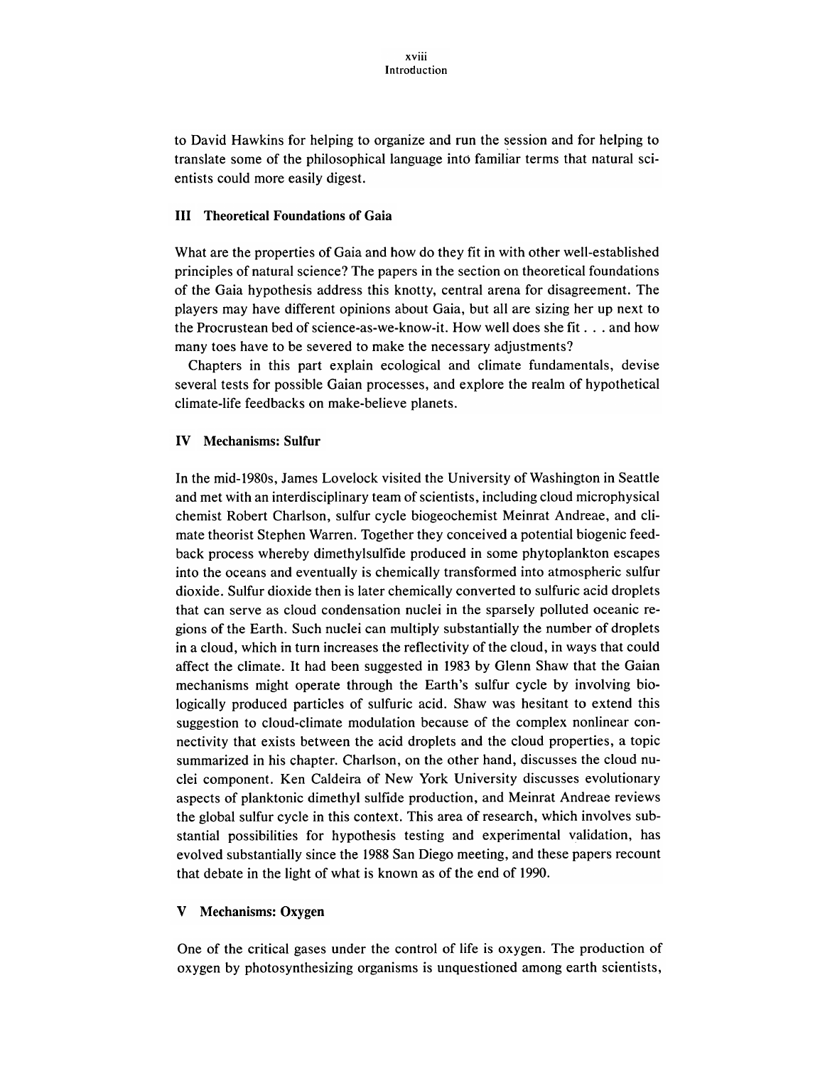to David Hawkins for helping to organize and run the session and for helping to translate some of the philosophical language into familiar terms that natural scientists could more easily digest.

## III Theoretical Foundations of Gaia

What are the properties of Gaia and how do they fit in with other well-established principles of natural science? The papers in the section on theoretical foundations of the Gaia hypothesis address this knotty, central arena for disagreement. The players may have different opinions about Gaia, but all are sizing her up next to the Procrustean bed of science-as-we-know-it. How well does she fit . . . and how many toes have to be severed to make the necessary adjustments?

Chapters in this part explain ecological and climate fundamentals, devise several tests for possible Gaian processes, and explore the realm of hypothetical climate-life feedbacks on make-believe planets.

## IV Mechanisms: Sulfur

In the mid-1980s, James Lovelock visited the University of Washington in Seattle and met with an interdisciplinary team of scientists, including cloud microphysical chemist Robert Charlson, sulfur cycle biogeochemist Meinrat Andreae, and climate theorist Stephen Warren. Together they conceived a potential biogenic feedback process whereby dimethylsulfide produced in some phytoplankton escapes into the oceans and eventually is chemically transformed into atmospheric sulfur dioxide. Sulfur dioxide then is later chemically converted to sulfuric acid droplets that can serve as cloud condensation nuclei in the sparsely polluted oceanic regions of the Earth. Such nuclei can multiply substantially the number of droplets in a cloud, which in turn increases the reflectivity of the cloud, in ways that could affect the climate. It had been suggested in 1983 by Glenn Shaw that the Gaian mechanisms might operate through the Earth's sulfur cycle by involving biologically produced particles of sulfuric acid. Shaw was hesitant to extend this suggestion to cloud-climate modulation because of the complex nonlinear connectivity that exists between the acid droplets and the cloud properties, a topic summarized in his chapter. Charlson, on the other hand, discusses the cloud nuclei component. Ken Caldeira of New York University discusses evolutionary aspects of planktonic dimethyl sulfide production, and Meinrat Andreae reviews the global sulfur cycle in this context. This area of research, which involves substantial possibilities for hypothesis testing and experimental validation, has evolved substantially since the 1988 San Diego meeting, and these papers recount that debate in the light of what is known as of the end of 1990.

## V Mechanisms: Oxygen

One of the critical gases under the control of life is oxygen. The production of oxygen by photosynthesizing organisms is unquestioned among earth scientists,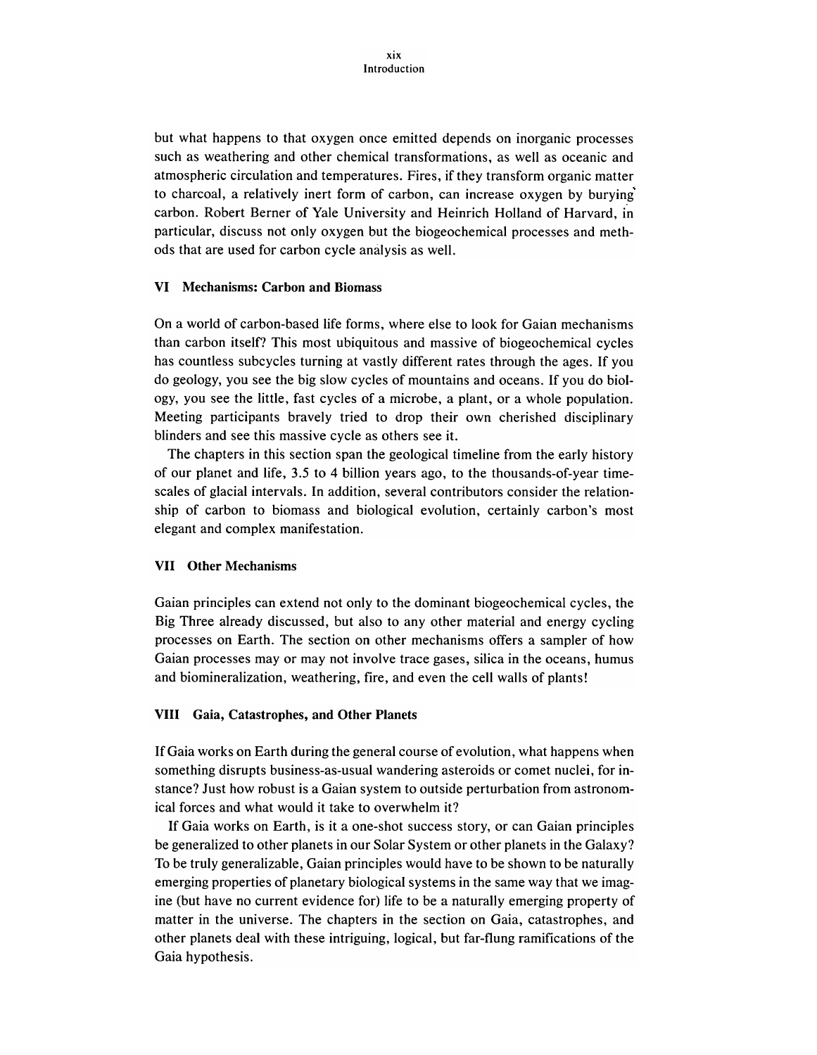but what happens to that oxygen once emitted depends on inorganic processes such as weathering and other chemical transformations, as well as oceanic and atmospheric circulation and temperatures. Fires, if they transform organic matter to charcoal, a relatively inert form of carbon, can increase oxygen by burying carbon. Robert Berner of Yale University and Heinrich Holland of Harvard, in particular, discuss not only oxygen but the biogeochemical processes and methods that are used for carbon cycle analysis as well.

## VI Mechanisms: Carbon and Biomass

On a world of carbon-based life forms, where else to look for Gaian mechanisms than carbon itself? This most ubiquitous and massive of biogeochemical cycles has countless subcycles turning at vastly different rates through the ages. If you do geology, you see the big slow cycles of mountains and oceans. If you do biology, you see the little, fast cycles of a microbe, a plant, or a whole population. Meeting participants bravely tried to drop their own cherished disciplinary blinders and see this massive cycle as others see it.

The chapters in this section span the geological timeline from the early history of our planet and life, 3.5 to 4 billion years ago, to the thousands-of-year timescales of glacial intervals. In addition, several contributors consider the relationship of carbon to biomass and biological evolution, certainly carbon's most elegant and complex manifestation.

## VII Other Mechanisms

Gaian principles can extend not only to the dominant biogeochemical cycles, the Big Three already discussed, but also to any other material and energy cycling processes on Earth. The section on other mechanisms offers a sampler of how Gaian processes may or may not involve trace gases, silica in the oceans, humus and biomineralization, weathering, fire, and even the cell walls of plants!

## VIII Gaia, Catastrophes, and Other Planets

If Gaia works on Earth during the general course of evolution, what happens when something disrupts business-as-usual wandering asteroids or comet nuclei, for instance? Just how robust is a Gaian system to outside perturbation from astronomical forces and what would it take to overwhelm it?

If Gaia works on Earth, is it a one-shot success story, or can Gaian principles be generalized to other planets in our Solar System or other planets in the Galaxy? To be truly generalizable, Gaian principles would have to be shown to be naturally emerging properties of planetary biological systems in the same way that we imagine (but have no current evidence for) life to be a naturally emerging property of matter in the universe. The chapters in the section on Gaia, catastrophes, and other planets deal with these intriguing, logical, but far-flung ramifications of the Gaia hypothesis.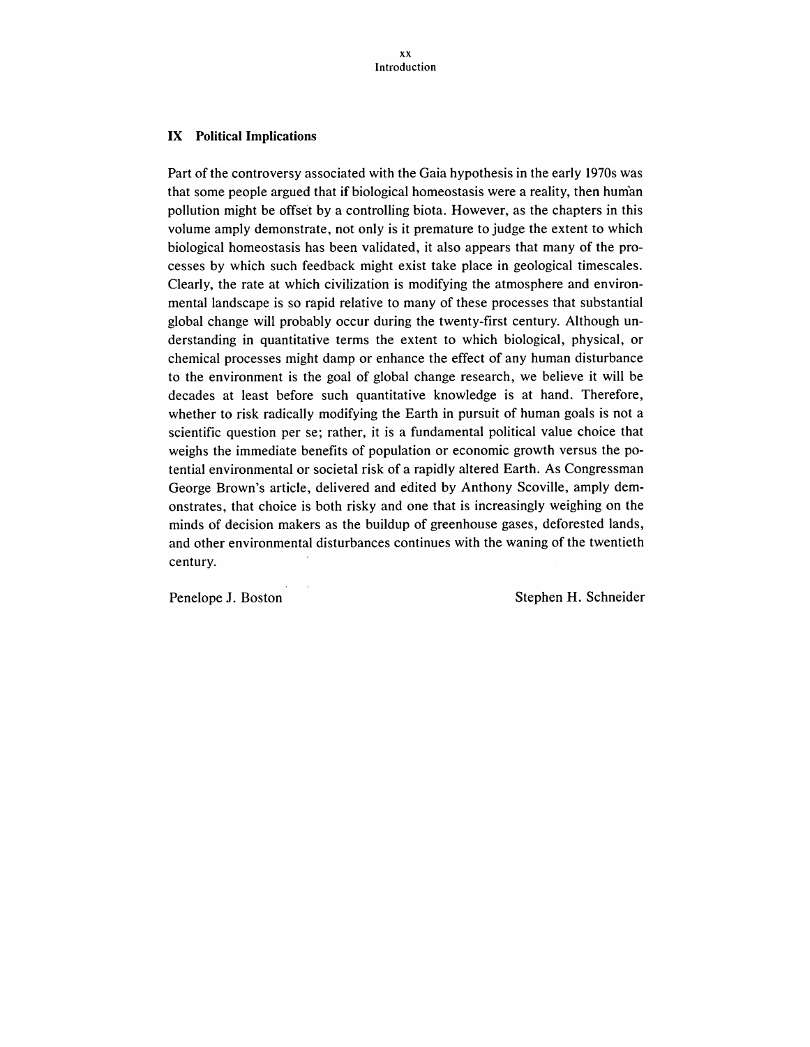## IX Political Implications

Part of the controversy associated with the Gaia hypothesis in the early 1970s was that some people argued that if biological homeostasis were a reality, then human pollution might be offset by a controlling biota. However, as the chapters in this volume amply demonstrate, not only is it premature to judge the extent to which biological homeostasis has been validated, it also appears that many of the processes by which such feedback might exist take place in geological timescales. Clearly, the rate at which civilization is modifying the atmosphere and environmental landscape is so rapid relative to many of these processes that substantial global change will probably occur during the twenty-first century. Although understanding in quantitative terms the extent to which biological, physical, or chemical processes might damp or enhance the effect of any human disturbance to the environment is the goal of global change research, we believe it will be decades at least before such quantitative knowledge is at hand. Therefore, whether to risk radically modifying the Earth in pursuit of human goals is not a scientific question per se; rather, it is a fundamental political value choice that weighs the immediate benefits of population or economic growth versus the potential environmental or societal risk of a rapidly altered Earth. As Congressman George Brown's article, delivered and edited by Anthony Scoville, amply demonstrates, that choice is both risky and one that is increasingly weighing on the minds of decision makers as the buildup of greenhouse gases, deforested lands, and other environmental disturbances continues with the waning of the twentieth century.

Penelope J. Boston — Stephen H. Schneider